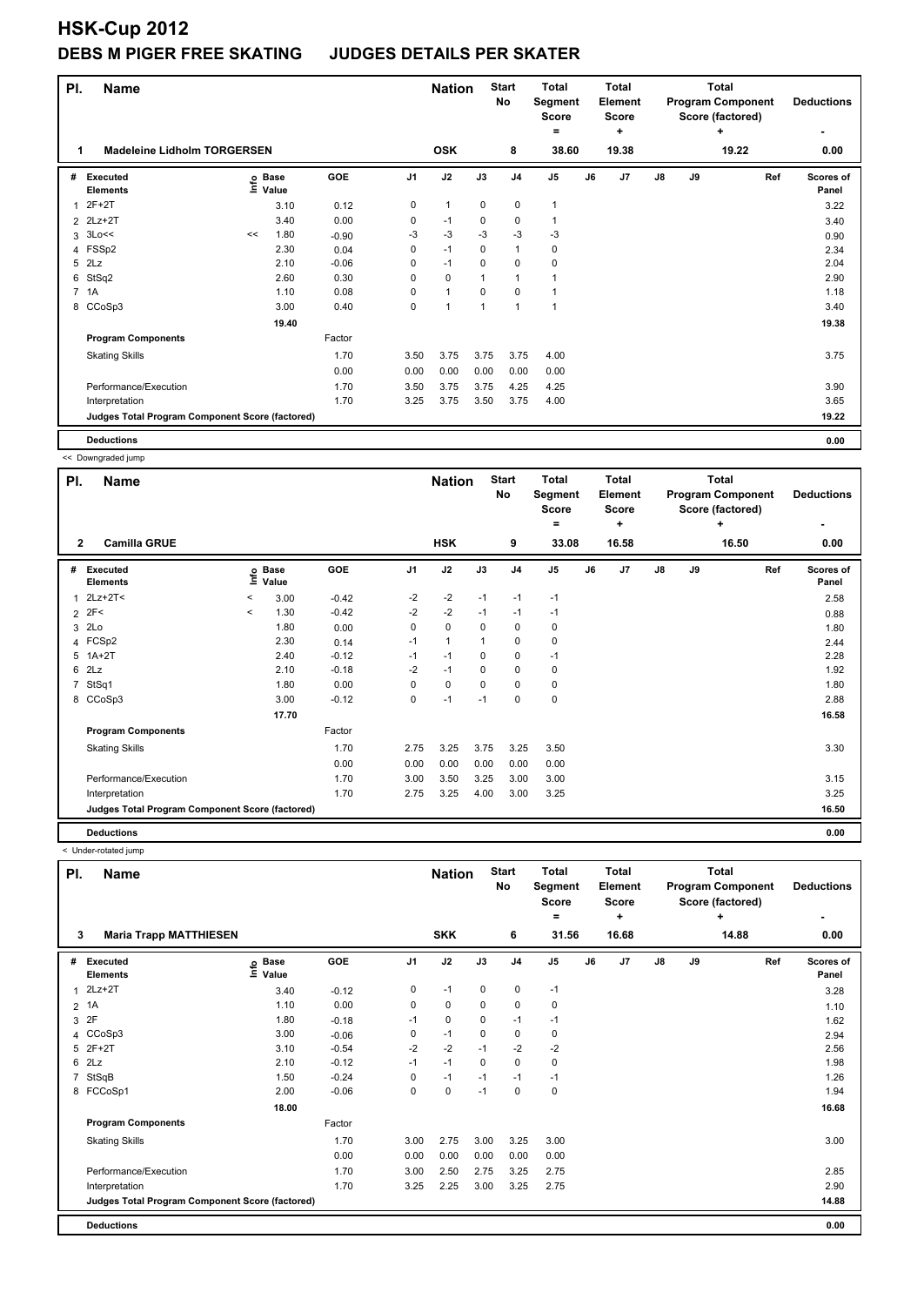# HSK-Cup 2012

## DEBS M PIGER FREE SKATING JUDGES DETAILS PER SKATER

| Pl. | Name | Nation | Start No | Total Segment Score = | Total Element Score + | Total Program Component Score (factored) + | Deductions - |
|---|---|---|---|---|---|---|---|
| 1 | Madeleine Lidholm TORGERSEN | OSK | 8 | 38.60 | 19.38 | 19.22 | 0.00 |

| # | Executed Elements | Info | Base Value | GOE | J1 | J2 | J3 | J4 | J5 | J6 | J7 | J8 | J9 | Ref | Scores of Panel |
|---|---|---|---|---|---|---|---|---|---|---|---|---|---|---|---|
| 1 | 2F+2T | | 3.10 | 0.12 | 0 | 1 | 0 | 0 | 1 | | | | | | 3.22 |
| 2 | 2Lz+2T | | 3.40 | 0.00 | 0 | -1 | 0 | 0 | 1 | | | | | | 3.40 |
| 3 | 3Lo<< | << | 1.80 | -0.90 | -3 | -3 | -3 | -3 | -3 | | | | | | 0.90 |
| 4 | FSSp2 | | 2.30 | 0.04 | 0 | -1 | 0 | 1 | 0 | | | | | | 2.34 |
| 5 | 2Lz | | 2.10 | -0.06 | 0 | -1 | 0 | 0 | 0 | | | | | | 2.04 |
| 6 | StSq2 | | 2.60 | 0.30 | 0 | 0 | 1 | 1 | 1 | | | | | | 2.90 |
| 7 | 1A | | 1.10 | 0.08 | 0 | 1 | 0 | 0 | 1 | | | | | | 1.18 |
| 8 | CCoSp3 | | 3.00 | 0.40 | 0 | 1 | 1 | 1 | 1 | | | | | | 3.40 |
| | | | 19.40 | | | | | | | | | | | | 19.38 |
| | Program Components | | | Factor | | | | | | | | | | | |
| | Skating Skills | | | 1.70 | 3.50 | 3.75 | 3.75 | 3.75 | 4.00 | | | | | | 3.75 |
| | | | | 0.00 | 0.00 | 0.00 | 0.00 | 0.00 | 0.00 | | | | | | |
| | Performance/Execution | | | 1.70 | 3.50 | 3.75 | 3.75 | 4.25 | 4.25 | | | | | | 3.90 |
| | Interpretation | | | 1.70 | 3.25 | 3.75 | 3.50 | 3.75 | 4.00 | | | | | | 3.65 |
| | Judges Total Program Component Score (factored) | | | | | | | | | | | | | | 19.22 |
| | Deductions | | | | | | | | | | | | | | 0.00 |

<< Downgraded jump

| Pl. | Name | Nation | Start No | Total Segment Score = | Total Element Score + | Total Program Component Score (factored) + | Deductions - |
|---|---|---|---|---|---|---|---|
| 2 | Camilla GRUE | HSK | 9 | 33.08 | 16.58 | 16.50 | 0.00 |

| # | Executed Elements | Info | Base Value | GOE | J1 | J2 | J3 | J4 | J5 | J6 | J7 | J8 | J9 | Ref | Scores of Panel |
|---|---|---|---|---|---|---|---|---|---|---|---|---|---|---|---|
| 1 | 2Lz+2T< | < | 3.00 | -0.42 | -2 | -2 | -1 | -1 | -1 | | | | | | 2.58 |
| 2 | 2F< | < | 1.30 | -0.42 | -2 | -2 | -1 | -1 | -1 | | | | | | 0.88 |
| 3 | 2Lo | | 1.80 | 0.00 | 0 | 0 | 0 | 0 | 0 | | | | | | 1.80 |
| 4 | FCSp2 | | 2.30 | 0.14 | -1 | 1 | 1 | 0 | 0 | | | | | | 2.44 |
| 5 | 1A+2T | | 2.40 | -0.12 | -1 | -1 | 0 | 0 | -1 | | | | | | 2.28 |
| 6 | 2Lz | | 2.10 | -0.18 | -2 | -1 | 0 | 0 | 0 | | | | | | 1.92 |
| 7 | StSq1 | | 1.80 | 0.00 | 0 | 0 | 0 | 0 | 0 | | | | | | 1.80 |
| 8 | CCoSp3 | | 3.00 | -0.12 | 0 | -1 | -1 | 0 | 0 | | | | | | 2.88 |
| | | | 17.70 | | | | | | | | | | | | 16.58 |
| | Program Components | | | Factor | | | | | | | | | | | |
| | Skating Skills | | | 1.70 | 2.75 | 3.25 | 3.75 | 3.25 | 3.50 | | | | | | 3.30 |
| | | | | 0.00 | 0.00 | 0.00 | 0.00 | 0.00 | 0.00 | | | | | | |
| | Performance/Execution | | | 1.70 | 3.00 | 3.50 | 3.25 | 3.00 | 3.00 | | | | | | 3.15 |
| | Interpretation | | | 1.70 | 2.75 | 3.25 | 4.00 | 3.00 | 3.25 | | | | | | 3.25 |
| | Judges Total Program Component Score (factored) | | | | | | | | | | | | | | 16.50 |
| | Deductions | | | | | | | | | | | | | | 0.00 |

< Under-rotated jump

| Pl. | Name | Nation | Start No | Total Segment Score = | Total Element Score + | Total Program Component Score (factored) + | Deductions - |
|---|---|---|---|---|---|---|---|
| 3 | Maria Trapp MATTHIESEN | SKK | 6 | 31.56 | 16.68 | 14.88 | 0.00 |

| # | Executed Elements | Info | Base Value | GOE | J1 | J2 | J3 | J4 | J5 | J6 | J7 | J8 | J9 | Ref | Scores of Panel |
|---|---|---|---|---|---|---|---|---|---|---|---|---|---|---|---|
| 1 | 2Lz+2T | | 3.40 | -0.12 | 0 | -1 | 0 | 0 | -1 | | | | | | 3.28 |
| 2 | 1A | | 1.10 | 0.00 | 0 | 0 | 0 | 0 | 0 | | | | | | 1.10 |
| 3 | 2F | | 1.80 | -0.18 | -1 | 0 | 0 | -1 | -1 | | | | | | 1.62 |
| 4 | CCoSp3 | | 3.00 | -0.06 | 0 | -1 | 0 | 0 | 0 | | | | | | 2.94 |
| 5 | 2F+2T | | 3.10 | -0.54 | -2 | -2 | -1 | -2 | -2 | | | | | | 2.56 |
| 6 | 2Lz | | 2.10 | -0.12 | -1 | -1 | 0 | 0 | 0 | | | | | | 1.98 |
| 7 | StSqB | | 1.50 | -0.24 | 0 | -1 | -1 | -1 | -1 | | | | | | 1.26 |
| 8 | FCCoSp1 | | 2.00 | -0.06 | 0 | 0 | -1 | 0 | 0 | | | | | | 1.94 |
| | | | 18.00 | | | | | | | | | | | | 16.68 |
| | Program Components | | | Factor | | | | | | | | | | | |
| | Skating Skills | | | 1.70 | 3.00 | 2.75 | 3.00 | 3.25 | 3.00 | | | | | | 3.00 |
| | | | | 0.00 | 0.00 | 0.00 | 0.00 | 0.00 | 0.00 | | | | | | |
| | Performance/Execution | | | 1.70 | 3.00 | 2.50 | 2.75 | 3.25 | 2.75 | | | | | | 2.85 |
| | Interpretation | | | 1.70 | 3.25 | 2.25 | 3.00 | 3.25 | 2.75 | | | | | | 2.90 |
| | Judges Total Program Component Score (factored) | | | | | | | | | | | | | | 14.88 |
| | Deductions | | | | | | | | | | | | | | 0.00 |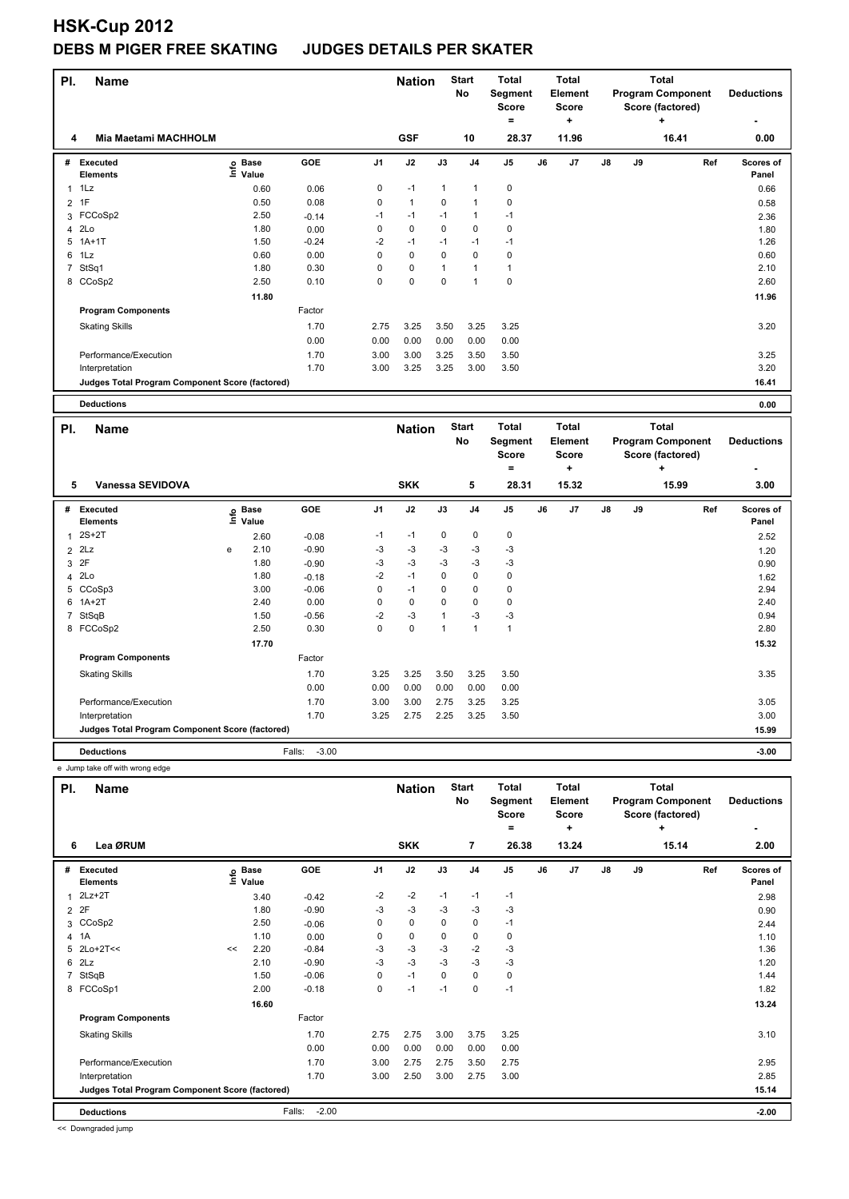# HSK-Cup 2012

## DEBS M PIGER FREE SKATING JUDGES DETAILS PER SKATER

| Pl. | Name | Nation | Start No | Total Segment Score = | Total Element Score + | Total Program Component Score (factored) + | Deductions - |
|---|---|---|---|---|---|---|---|
| 4 | Mia Maetami MACHHOLM | GSF | 10 | 28.37 | 11.96 | 16.41 | 0.00 |

| # | Executed Elements | Info | Base Value | GOE | J1 | J2 | J3 | J4 | J5 | J6 | J7 | J8 | J9 | Ref | Scores of Panel |
|---|---|---|---|---|---|---|---|---|---|---|---|---|---|---|---|
| 1 | 1Lz | | 0.60 | 0.06 | 0 | -1 | 1 | 1 | 0 | | | | | | 0.66 |
| 2 | 1F | | 0.50 | 0.08 | 0 | 1 | 0 | 1 | 0 | | | | | | 0.58 |
| 3 | FCCoSp2 | | 2.50 | -0.14 | -1 | -1 | -1 | 1 | -1 | | | | | | 2.36 |
| 4 | 2Lo | | 1.80 | 0.00 | 0 | 0 | 0 | 0 | 0 | | | | | | 1.80 |
| 5 | 1A+1T | | 1.50 | -0.24 | -2 | -1 | -1 | -1 | -1 | | | | | | 1.26 |
| 6 | 1Lz | | 0.60 | 0.00 | 0 | 0 | 0 | 0 | 0 | | | | | | 0.60 |
| 7 | StSq1 | | 1.80 | 0.30 | 0 | 0 | 1 | 1 | 1 | | | | | | 2.10 |
| 8 | CCoSp2 | | 2.50 | 0.10 | 0 | 0 | 0 | 1 | 0 | | | | | | 2.60 |
| | | | 11.80 | | | | | | | | | | | | 11.96 |
| | **Program Components** | | | Factor | | | | | | | | | | | |
| | Skating Skills | | | 1.70 | 2.75 | 3.25 | 3.50 | 3.25 | 3.25 | | | | | | 3.20 |
| | | | | 0.00 | 0.00 | 0.00 | 0.00 | 0.00 | 0.00 | | | | | | |
| | Performance/Execution | | | 1.70 | 3.00 | 3.00 | 3.25 | 3.50 | 3.50 | | | | | | 3.25 |
| | Interpretation | | | 1.70 | 3.00 | 3.25 | 3.25 | 3.00 | 3.50 | | | | | | 3.20 |
| | **Judges Total Program Component Score (factored)** | | | | | | | | | | | | | | 16.41 |
| | **Deductions** | | | | | | | | | | | | | | 0.00 |

| Pl. | Name | Nation | Start No | Total Segment Score = | Total Element Score + | Total Program Component Score (factored) + | Deductions - |
|---|---|---|---|---|---|---|---|
| 5 | Vanessa SEVIDOVA | SKK | 5 | 28.31 | 15.32 | 15.99 | 3.00 |

| # | Executed Elements | Info | Base Value | GOE | J1 | J2 | J3 | J4 | J5 | J6 | J7 | J8 | J9 | Ref | Scores of Panel |
|---|---|---|---|---|---|---|---|---|---|---|---|---|---|---|---|
| 1 | 2S+2T | | 2.60 | -0.08 | -1 | -1 | 0 | 0 | 0 | | | | | | 2.52 |
| 2 | 2Lz | e | 2.10 | -0.90 | -3 | -3 | -3 | -3 | -3 | | | | | | 1.20 |
| 3 | 2F | | 1.80 | -0.90 | -3 | -3 | -3 | -3 | -3 | | | | | | 0.90 |
| 4 | 2Lo | | 1.80 | -0.18 | -2 | -1 | 0 | 0 | 0 | | | | | | 1.62 |
| 5 | CCoSp3 | | 3.00 | -0.06 | 0 | -1 | 0 | 0 | 0 | | | | | | 2.94 |
| 6 | 1A+2T | | 2.40 | 0.00 | 0 | 0 | 0 | 0 | 0 | | | | | | 2.40 |
| 7 | StSqB | | 1.50 | -0.56 | -2 | -3 | 1 | -3 | -3 | | | | | | 0.94 |
| 8 | FCCoSp2 | | 2.50 | 0.30 | 0 | 0 | 1 | 1 | 1 | | | | | | 2.80 |
| | | | 17.70 | | | | | | | | | | | | 15.32 |
| | **Program Components** | | | Factor | | | | | | | | | | | |
| | Skating Skills | | | 1.70 | 3.25 | 3.25 | 3.50 | 3.25 | 3.50 | | | | | | 3.35 |
| | | | | 0.00 | 0.00 | 0.00 | 0.00 | 0.00 | 0.00 | | | | | | |
| | Performance/Execution | | | 1.70 | 3.00 | 3.00 | 2.75 | 3.25 | 3.25 | | | | | | 3.05 |
| | Interpretation | | | 1.70 | 3.25 | 2.75 | 2.25 | 3.25 | 3.50 | | | | | | 3.00 |
| | **Judges Total Program Component Score (factored)** | | | | | | | | | | | | | | 15.99 |
| | **Deductions** | | | Falls: -3.00 | | | | | | | | | | | -3.00 |

e Jump take off with wrong edge

| Pl. | Name | Nation | Start No | Total Segment Score = | Total Element Score + | Total Program Component Score (factored) + | Deductions - |
|---|---|---|---|---|---|---|---|
| 6 | Lea ØRUM | SKK | 7 | 26.38 | 13.24 | 15.14 | 2.00 |

| # | Executed Elements | Info | Base Value | GOE | J1 | J2 | J3 | J4 | J5 | J6 | J7 | J8 | J9 | Ref | Scores of Panel |
|---|---|---|---|---|---|---|---|---|---|---|---|---|---|---|---|
| 1 | 2Lz+2T | | 3.40 | -0.42 | -2 | -2 | -1 | -1 | -1 | | | | | | 2.98 |
| 2 | 2F | | 1.80 | -0.90 | -3 | -3 | -3 | -3 | -3 | | | | | | 0.90 |
| 3 | CCoSp2 | | 2.50 | -0.06 | 0 | 0 | 0 | 0 | -1 | | | | | | 2.44 |
| 4 | 1A | | 1.10 | 0.00 | 0 | 0 | 0 | 0 | 0 | | | | | | 1.10 |
| 5 | 2Lo+2T<< | << | 2.20 | -0.84 | -3 | -3 | -3 | -2 | -3 | | | | | | 1.36 |
| 6 | 2Lz | | 2.10 | -0.90 | -3 | -3 | -3 | -3 | -3 | | | | | | 1.20 |
| 7 | StSqB | | 1.50 | -0.06 | 0 | -1 | 0 | 0 | 0 | | | | | | 1.44 |
| 8 | FCCoSp1 | | 2.00 | -0.18 | 0 | -1 | -1 | 0 | -1 | | | | | | 1.82 |
| | | | 16.60 | | | | | | | | | | | | 13.24 |
| | **Program Components** | | | Factor | | | | | | | | | | | |
| | Skating Skills | | | 1.70 | 2.75 | 2.75 | 3.00 | 3.75 | 3.25 | | | | | | 3.10 |
| | | | | 0.00 | 0.00 | 0.00 | 0.00 | 0.00 | 0.00 | | | | | | |
| | Performance/Execution | | | 1.70 | 3.00 | 2.75 | 2.75 | 3.50 | 2.75 | | | | | | 2.95 |
| | Interpretation | | | 1.70 | 3.00 | 2.50 | 3.00 | 2.75 | 3.00 | | | | | | 2.85 |
| | **Judges Total Program Component Score (factored)** | | | | | | | | | | | | | | 15.14 |
| | **Deductions** | | | Falls: -2.00 | | | | | | | | | | | -2.00 |

<< Downgraded jump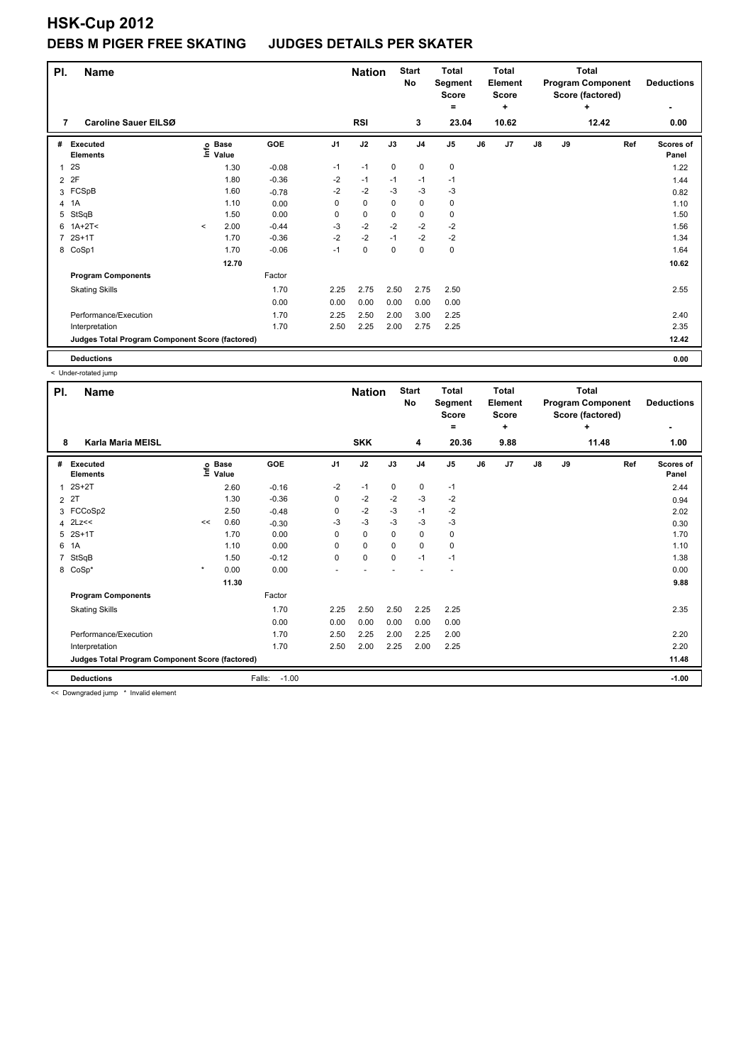# HSK-Cup 2012

## DEBS M PIGER FREE SKATING JUDGES DETAILS PER SKATER

| Pl. | Name | Nation | Start No | Total Segment Score = | Total Element Score + | Total Program Component Score (factored) + | Deductions - |
|---|---|---|---|---|---|---|---|
| 7 | Caroline Sauer EILSØ | RSI | 3 | 23.04 | 10.62 | 12.42 | 0.00 |

| # | Executed Elements | Info | Base Value | GOE | J1 | J2 | J3 | J4 | J5 | J6 | J7 | J8 | J9 | Ref | Scores of Panel |
|---|---|---|---|---|---|---|---|---|---|---|---|---|---|---|---|
| 1 | 2S | | 1.30 | -0.08 | -1 | -1 | 0 | 0 | 0 | | | | | | 1.22 |
| 2 | 2F | | 1.80 | -0.36 | -2 | -1 | -1 | -1 | -1 | | | | | | 1.44 |
| 3 | FCSpB | | 1.60 | -0.78 | -2 | -2 | -3 | -3 | -3 | | | | | | 0.82 |
| 4 | 1A | | 1.10 | 0.00 | 0 | 0 | 0 | 0 | 0 | | | | | | 1.10 |
| 5 | StSqB | | 1.50 | 0.00 | 0 | 0 | 0 | 0 | 0 | | | | | | 1.50 |
| 6 | 1A+2T< | < | 2.00 | -0.44 | -3 | -2 | -2 | -2 | -2 | | | | | | 1.56 |
| 7 | 2S+1T | | 1.70 | -0.36 | -2 | -2 | -1 | -2 | -2 | | | | | | 1.34 |
| 8 | CoSp1 | | 1.70 | -0.06 | -1 | 0 | 0 | 0 | 0 | | | | | | 1.64 |
| | | | 12.70 | | | | | | | | | | | | 10.62 |
| | **Program Components** | | | Factor | | | | | | | | | | | |
| | Skating Skills | | | 1.70 | 2.25 | 2.75 | 2.50 | 2.75 | 2.50 | | | | | | 2.55 |
| | | | | 0.00 | 0.00 | 0.00 | 0.00 | 0.00 | 0.00 | | | | | | |
| | Performance/Execution | | | 1.70 | 2.25 | 2.50 | 2.00 | 3.00 | 2.25 | | | | | | 2.40 |
| | Interpretation | | | 1.70 | 2.50 | 2.25 | 2.00 | 2.75 | 2.25 | | | | | | 2.35 |
| | **Judges Total Program Component Score (factored)** | | | | | | | | | | | | | | 12.42 |
| | **Deductions** | | | | | | | | | | | | | | 0.00 |

< Under-rotated jump

| Pl. | Name | Nation | Start No | Total Segment Score = | Total Element Score + | Total Program Component Score (factored) + | Deductions - |
|---|---|---|---|---|---|---|---|
| 8 | Karla Maria MEISL | SKK | 4 | 20.36 | 9.88 | 11.48 | 1.00 |

| # | Executed Elements | Info | Base Value | GOE | J1 | J2 | J3 | J4 | J5 | J6 | J7 | J8 | J9 | Ref | Scores of Panel |
|---|---|---|---|---|---|---|---|---|---|---|---|---|---|---|---|
| 1 | 2S+2T | | 2.60 | -0.16 | -2 | -1 | 0 | 0 | -1 | | | | | | 2.44 |
| 2 | 2T | | 1.30 | -0.36 | 0 | -2 | -2 | -3 | -2 | | | | | | 0.94 |
| 3 | FCCoSp2 | | 2.50 | -0.48 | 0 | -2 | -3 | -1 | -2 | | | | | | 2.02 |
| 4 | 2Lz<< | << | 0.60 | -0.30 | -3 | -3 | -3 | -3 | -3 | | | | | | 0.30 |
| 5 | 2S+1T | | 1.70 | 0.00 | 0 | 0 | 0 | 0 | 0 | | | | | | 1.70 |
| 6 | 1A | | 1.10 | 0.00 | 0 | 0 | 0 | 0 | 0 | | | | | | 1.10 |
| 7 | StSqB | | 1.50 | -0.12 | 0 | 0 | 0 | -1 | -1 | | | | | | 1.38 |
| 8 | CoSp* | * | 0.00 | 0.00 | - | - | - | - | - | | | | | | 0.00 |
| | | | 11.30 | | | | | | | | | | | | 9.88 |
| | **Program Components** | | | Factor | | | | | | | | | | | |
| | Skating Skills | | | 1.70 | 2.25 | 2.50 | 2.50 | 2.25 | 2.25 | | | | | | 2.35 |
| | | | | 0.00 | 0.00 | 0.00 | 0.00 | 0.00 | 0.00 | | | | | | |
| | Performance/Execution | | | 1.70 | 2.50 | 2.25 | 2.00 | 2.25 | 2.00 | | | | | | 2.20 |
| | Interpretation | | | 1.70 | 2.50 | 2.00 | 2.25 | 2.00 | 2.25 | | | | | | 2.20 |
| | **Judges Total Program Component Score (factored)** | | | | | | | | | | | | | | 11.48 |
| | **Deductions** | | | Falls: -1.00 | | | | | | | | | | | -1.00 |

<< Downgraded jump * Invalid element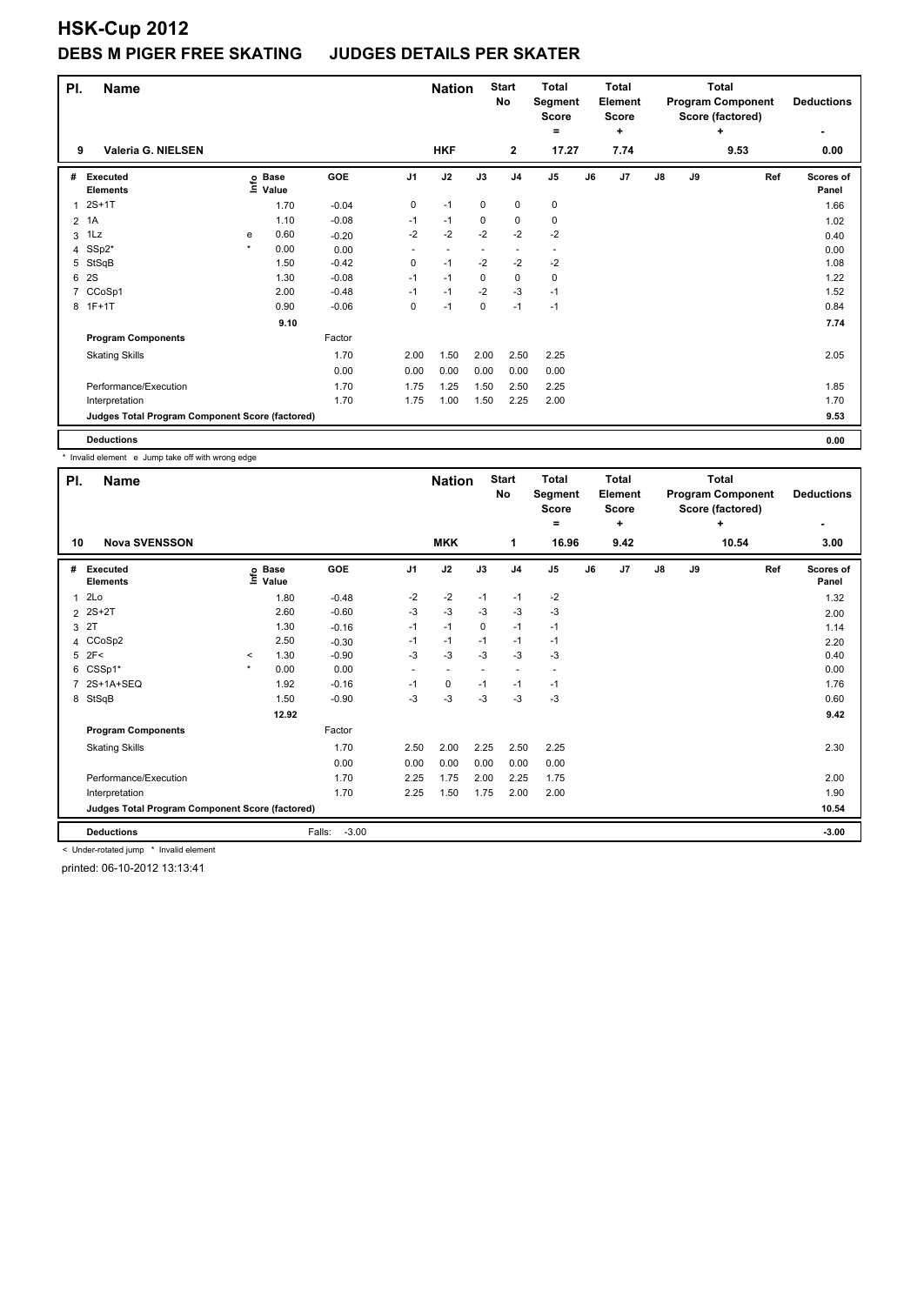# HSK-Cup 2012

## DEBS M PIGER FREE SKATING JUDGES DETAILS PER SKATER

| Pl. | Name | Nation | Start No | Total Segment Score = | Total Element Score + | Total Program Component Score (factored) + | Deductions - |
|---|---|---|---|---|---|---|---|
| 9 | Valeria G. NIELSEN | HKF | 2 | 17.27 | 7.74 | 9.53 | 0.00 |

| # | Executed Elements | Info | Base Value | GOE | J1 | J2 | J3 | J4 | J5 | J6 | J7 | J8 | J9 | Ref | Scores of Panel |
|---|---|---|---|---|---|---|---|---|---|---|---|---|---|---|---|
| 1 | 2S+1T | | 1.70 | -0.04 | 0 | -1 | 0 | 0 | 0 | | | | | | 1.66 |
| 2 | 1A | | 1.10 | -0.08 | -1 | -1 | 0 | 0 | 0 | | | | | | 1.02 |
| 3 | 1Lz | e | 0.60 | -0.20 | -2 | -2 | -2 | -2 | -2 | | | | | | 0.40 |
| 4 | SSp2* | * | 0.00 | 0.00 | - | - | - | - | - | | | | | | 0.00 |
| 5 | StSqB | | 1.50 | -0.42 | 0 | -1 | -2 | -2 | -2 | | | | | | 1.08 |
| 6 | 2S | | 1.30 | -0.08 | -1 | -1 | 0 | 0 | 0 | | | | | | 1.22 |
| 7 | CCoSp1 | | 2.00 | -0.48 | -1 | -1 | -2 | -3 | -1 | | | | | | 1.52 |
| 8 | 1F+1T | | 0.90 | -0.06 | 0 | -1 | 0 | -1 | -1 | | | | | | 0.84 |
| | | | 9.10 | | | | | | | | | | | | 7.74 |
| | **Program Components** | | | Factor | | | | | | | | | | | |
| | Skating Skills | | | 1.70 | 2.00 | 1.50 | 2.00 | 2.50 | 2.25 | | | | | | 2.05 |
| | | | | 0.00 | 0.00 | 0.00 | 0.00 | 0.00 | 0.00 | | | | | | |
| | Performance/Execution | | | 1.70 | 1.75 | 1.25 | 1.50 | 2.50 | 2.25 | | | | | | 1.85 |
| | Interpretation | | | 1.70 | 1.75 | 1.00 | 1.50 | 2.25 | 2.00 | | | | | | 1.70 |
| | **Judges Total Program Component Score (factored)** | | | | | | | | | | | | | | 9.53 |
| | **Deductions** | | | | | | | | | | | | | | 0.00 |

\* Invalid element e Jump take off with wrong edge

| Pl. | Name | Nation | Start No | Total Segment Score = | Total Element Score + | Total Program Component Score (factored) + | Deductions - |
|---|---|---|---|---|---|---|---|
| 10 | Nova SVENSSON | MKK | 1 | 16.96 | 9.42 | 10.54 | 3.00 |

| # | Executed Elements | Info | Base Value | GOE | J1 | J2 | J3 | J4 | J5 | J6 | J7 | J8 | J9 | Ref | Scores of Panel |
|---|---|---|---|---|---|---|---|---|---|---|---|---|---|---|---|
| 1 | 2Lo | | 1.80 | -0.48 | -2 | -2 | -1 | -1 | -2 | | | | | | 1.32 |
| 2 | 2S+2T | | 2.60 | -0.60 | -3 | -3 | -3 | -3 | -3 | | | | | | 2.00 |
| 3 | 2T | | 1.30 | -0.16 | -1 | -1 | 0 | -1 | -1 | | | | | | 1.14 |
| 4 | CCoSp2 | | 2.50 | -0.30 | -1 | -1 | -1 | -1 | -1 | | | | | | 2.20 |
| 5 | 2F< | < | 1.30 | -0.90 | -3 | -3 | -3 | -3 | -3 | | | | | | 0.40 |
| 6 | CSSp1* | * | 0.00 | 0.00 | - | - | - | - | - | | | | | | 0.00 |
| 7 | 2S+1A+SEQ | | 1.92 | -0.16 | -1 | 0 | -1 | -1 | -1 | | | | | | 1.76 |
| 8 | StSqB | | 1.50 | -0.90 | -3 | -3 | -3 | -3 | -3 | | | | | | 0.60 |
| | | | 12.92 | | | | | | | | | | | | 9.42 |
| | **Program Components** | | | Factor | | | | | | | | | | | |
| | Skating Skills | | | 1.70 | 2.50 | 2.00 | 2.25 | 2.50 | 2.25 | | | | | | 2.30 |
| | | | | 0.00 | 0.00 | 0.00 | 0.00 | 0.00 | 0.00 | | | | | | |
| | Performance/Execution | | | 1.70 | 2.25 | 1.75 | 2.00 | 2.25 | 1.75 | | | | | | 2.00 |
| | Interpretation | | | 1.70 | 2.25 | 1.50 | 1.75 | 2.00 | 2.00 | | | | | | 1.90 |
| | **Judges Total Program Component Score (factored)** | | | | | | | | | | | | | | 10.54 |
| | **Deductions** | | | Falls: -3.00 | | | | | | | | | | | -3.00 |

< Under-rotated jump * Invalid element

printed: 06-10-2012 13:13:41